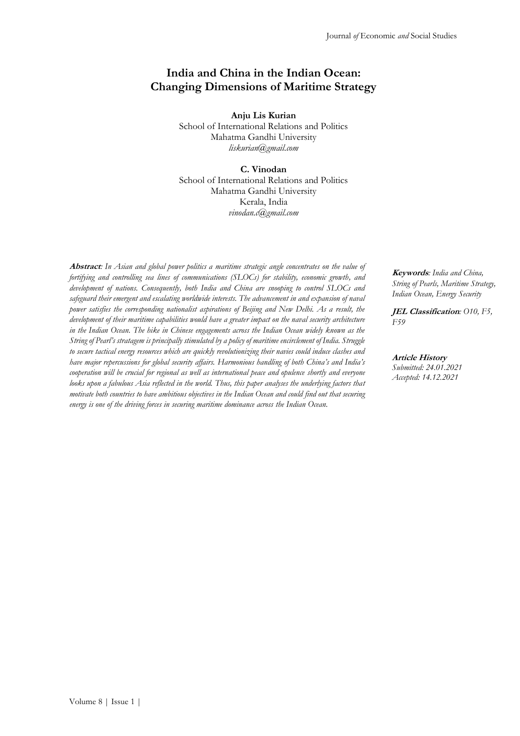# India and China in the Indian Ocean: Changing Dimensions of Maritime Strategy

**Anju Lis Kurian**
School of International Relations and Politics
Mahatma Gandhi University
*liskurian@gmail.com*

**C. Vinodan**
School of International Relations and Politics
Mahatma Gandhi University
Kerala, India
*vinodan.c@gmail.com*

***Abstract**: In Asian and global power politics a maritime strategic angle concentrates on the value of fortifying and controlling sea lines of communications (SLOCs) for stability, economic growth, and development of nations. Consequently, both India and China are snooping to control SLOCs and safeguard their emergent and escalating worldwide interests. The advancement in and expansion of naval power satisfies the corresponding nationalist aspirations of Beijing and New Delhi. As a result, the development of their maritime capabilities would have a greater impact on the naval security architecture in the Indian Ocean. The hike in Chinese engagements across the Indian Ocean widely known as the String of Pearl's stratagem is principally stimulated by a policy of maritime encirclement of India. Struggle to secure tactical energy resources which are quickly revolutionizing their navies could induce clashes and have major repercussions for global security affairs. Harmonious handling of both China's and India's cooperation will be crucial for regional as well as international peace and opulence shortly and everyone looks upon a fabulous Asia reflected in the world. Thus, this paper analyses the underlying factors that motivate both countries to have ambitious objectives in the Indian Ocean and could find out that securing energy is one of the driving forces in securing maritime dominance across the Indian Ocean.*

***Keywords**: India and China, String of Pearls, Maritime Strategy, Indian Ocean, Energy Security*

***JEL Classification**: O10, F5, F59*

***Article History***
*Submitted: 24.01.2021*
*Accepted: 14.12.2021*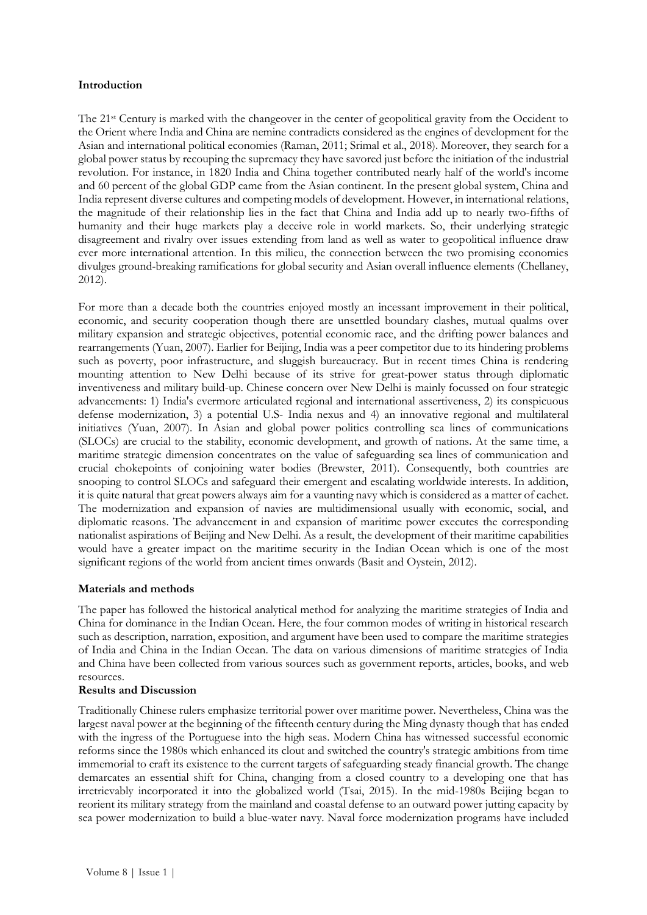**Introduction**

The 21st Century is marked with the changeover in the center of geopolitical gravity from the Occident to the Orient where India and China are nemine contradicts considered as the engines of development for the Asian and international political economies (Raman, 2011; Srimal et al., 2018). Moreover, they search for a global power status by recouping the supremacy they have savored just before the initiation of the industrial revolution. For instance, in 1820 India and China together contributed nearly half of the world's income and 60 percent of the global GDP came from the Asian continent. In the present global system, China and India represent diverse cultures and competing models of development. However, in international relations, the magnitude of their relationship lies in the fact that China and India add up to nearly two-fifths of humanity and their huge markets play a deceive role in world markets. So, their underlying strategic disagreement and rivalry over issues extending from land as well as water to geopolitical influence draw ever more international attention. In this milieu, the connection between the two promising economies divulges ground-breaking ramifications for global security and Asian overall influence elements (Chellaney, 2012).

For more than a decade both the countries enjoyed mostly an incessant improvement in their political, economic, and security cooperation though there are unsettled boundary clashes, mutual qualms over military expansion and strategic objectives, potential economic race, and the drifting power balances and rearrangements (Yuan, 2007). Earlier for Beijing, India was a peer competitor due to its hindering problems such as poverty, poor infrastructure, and sluggish bureaucracy. But in recent times China is rendering mounting attention to New Delhi because of its strive for great-power status through diplomatic inventiveness and military build-up. Chinese concern over New Delhi is mainly focussed on four strategic advancements: 1) India's evermore articulated regional and international assertiveness, 2) its conspicuous defense modernization, 3) a potential U.S- India nexus and 4) an innovative regional and multilateral initiatives (Yuan, 2007). In Asian and global power politics controlling sea lines of communications (SLOCs) are crucial to the stability, economic development, and growth of nations. At the same time, a maritime strategic dimension concentrates on the value of safeguarding sea lines of communication and crucial chokepoints of conjoining water bodies (Brewster, 2011). Consequently, both countries are snooping to control SLOCs and safeguard their emergent and escalating worldwide interests. In addition, it is quite natural that great powers always aim for a vaunting navy which is considered as a matter of cachet. The modernization and expansion of navies are multidimensional usually with economic, social, and diplomatic reasons. The advancement in and expansion of maritime power executes the corresponding nationalist aspirations of Beijing and New Delhi. As a result, the development of their maritime capabilities would have a greater impact on the maritime security in the Indian Ocean which is one of the most significant regions of the world from ancient times onwards (Basit and Oystein, 2012).

**Materials and methods**

The paper has followed the historical analytical method for analyzing the maritime strategies of India and China for dominance in the Indian Ocean. Here, the four common modes of writing in historical research such as description, narration, exposition, and argument have been used to compare the maritime strategies of India and China in the Indian Ocean. The data on various dimensions of maritime strategies of India and China have been collected from various sources such as government reports, articles, books, and web resources.

**Results and Discussion**

Traditionally Chinese rulers emphasize territorial power over maritime power. Nevertheless, China was the largest naval power at the beginning of the fifteenth century during the Ming dynasty though that has ended with the ingress of the Portuguese into the high seas. Modern China has witnessed successful economic reforms since the 1980s which enhanced its clout and switched the country's strategic ambitions from time immemorial to craft its existence to the current targets of safeguarding steady financial growth. The change demarcates an essential shift for China, changing from a closed country to a developing one that has irretrievably incorporated it into the globalized world (Tsai, 2015). In the mid-1980s Beijing began to reorient its military strategy from the mainland and coastal defense to an outward power jutting capacity by sea power modernization to build a blue-water navy. Naval force modernization programs have included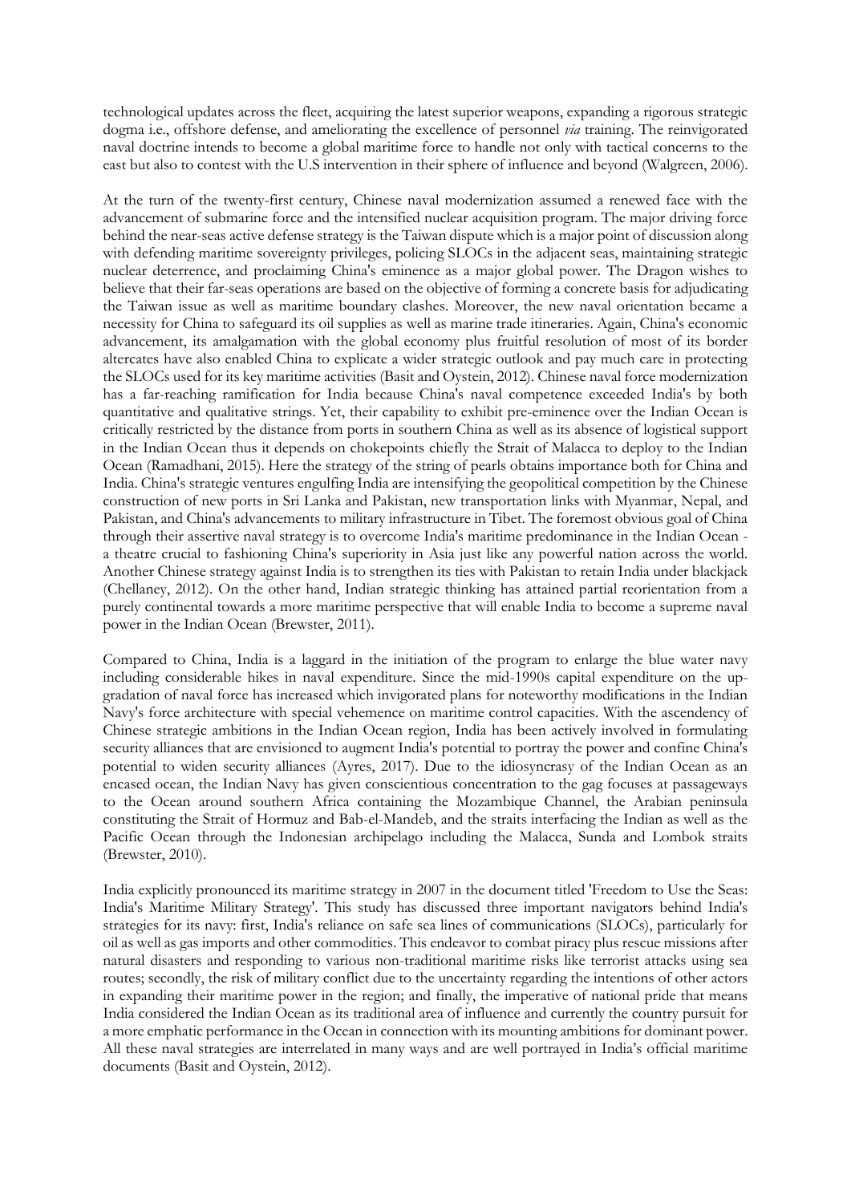technological updates across the fleet, acquiring the latest superior weapons, expanding a rigorous strategic dogma i.e., offshore defense, and ameliorating the excellence of personnel *via* training. The reinvigorated naval doctrine intends to become a global maritime force to handle not only with tactical concerns to the east but also to contest with the U.S intervention in their sphere of influence and beyond (Walgreen, 2006).

At the turn of the twenty-first century, Chinese naval modernization assumed a renewed face with the advancement of submarine force and the intensified nuclear acquisition program. The major driving force behind the near-seas active defense strategy is the Taiwan dispute which is a major point of discussion along with defending maritime sovereignty privileges, policing SLOCs in the adjacent seas, maintaining strategic nuclear deterrence, and proclaiming China's eminence as a major global power. The Dragon wishes to believe that their far-seas operations are based on the objective of forming a concrete basis for adjudicating the Taiwan issue as well as maritime boundary clashes. Moreover, the new naval orientation became a necessity for China to safeguard its oil supplies as well as marine trade itineraries. Again, China's economic advancement, its amalgamation with the global economy plus fruitful resolution of most of its border altercates have also enabled China to explicate a wider strategic outlook and pay much care in protecting the SLOCs used for its key maritime activities (Basit and Oystein, 2012). Chinese naval force modernization has a far-reaching ramification for India because China's naval competence exceeded India's by both quantitative and qualitative strings. Yet, their capability to exhibit pre-eminence over the Indian Ocean is critically restricted by the distance from ports in southern China as well as its absence of logistical support in the Indian Ocean thus it depends on chokepoints chiefly the Strait of Malacca to deploy to the Indian Ocean (Ramadhani, 2015). Here the strategy of the string of pearls obtains importance both for China and India. China's strategic ventures engulfing India are intensifying the geopolitical competition by the Chinese construction of new ports in Sri Lanka and Pakistan, new transportation links with Myanmar, Nepal, and Pakistan, and China's advancements to military infrastructure in Tibet. The foremost obvious goal of China through their assertive naval strategy is to overcome India's maritime predominance in the Indian Ocean - a theatre crucial to fashioning China's superiority in Asia just like any powerful nation across the world. Another Chinese strategy against India is to strengthen its ties with Pakistan to retain India under blackjack (Chellaney, 2012). On the other hand, Indian strategic thinking has attained partial reorientation from a purely continental towards a more maritime perspective that will enable India to become a supreme naval power in the Indian Ocean (Brewster, 2011).

Compared to China, India is a laggard in the initiation of the program to enlarge the blue water navy including considerable hikes in naval expenditure. Since the mid-1990s capital expenditure on the up-gradation of naval force has increased which invigorated plans for noteworthy modifications in the Indian Navy's force architecture with special vehemence on maritime control capacities. With the ascendency of Chinese strategic ambitions in the Indian Ocean region, India has been actively involved in formulating security alliances that are envisioned to augment India's potential to portray the power and confine China's potential to widen security alliances (Ayres, 2017). Due to the idiosyncrasy of the Indian Ocean as an encased ocean, the Indian Navy has given conscientious concentration to the gag focuses at passageways to the Ocean around southern Africa containing the Mozambique Channel, the Arabian peninsula constituting the Strait of Hormuz and Bab-el-Mandeb, and the straits interfacing the Indian as well as the Pacific Ocean through the Indonesian archipelago including the Malacca, Sunda and Lombok straits (Brewster, 2010).

India explicitly pronounced its maritime strategy in 2007 in the document titled 'Freedom to Use the Seas: India's Maritime Military Strategy'. This study has discussed three important navigators behind India's strategies for its navy: first, India's reliance on safe sea lines of communications (SLOCs), particularly for oil as well as gas imports and other commodities. This endeavor to combat piracy plus rescue missions after natural disasters and responding to various non-traditional maritime risks like terrorist attacks using sea routes; secondly, the risk of military conflict due to the uncertainty regarding the intentions of other actors in expanding their maritime power in the region; and finally, the imperative of national pride that means India considered the Indian Ocean as its traditional area of influence and currently the country pursuit for a more emphatic performance in the Ocean in connection with its mounting ambitions for dominant power. All these naval strategies are interrelated in many ways and are well portrayed in India's official maritime documents (Basit and Oystein, 2012).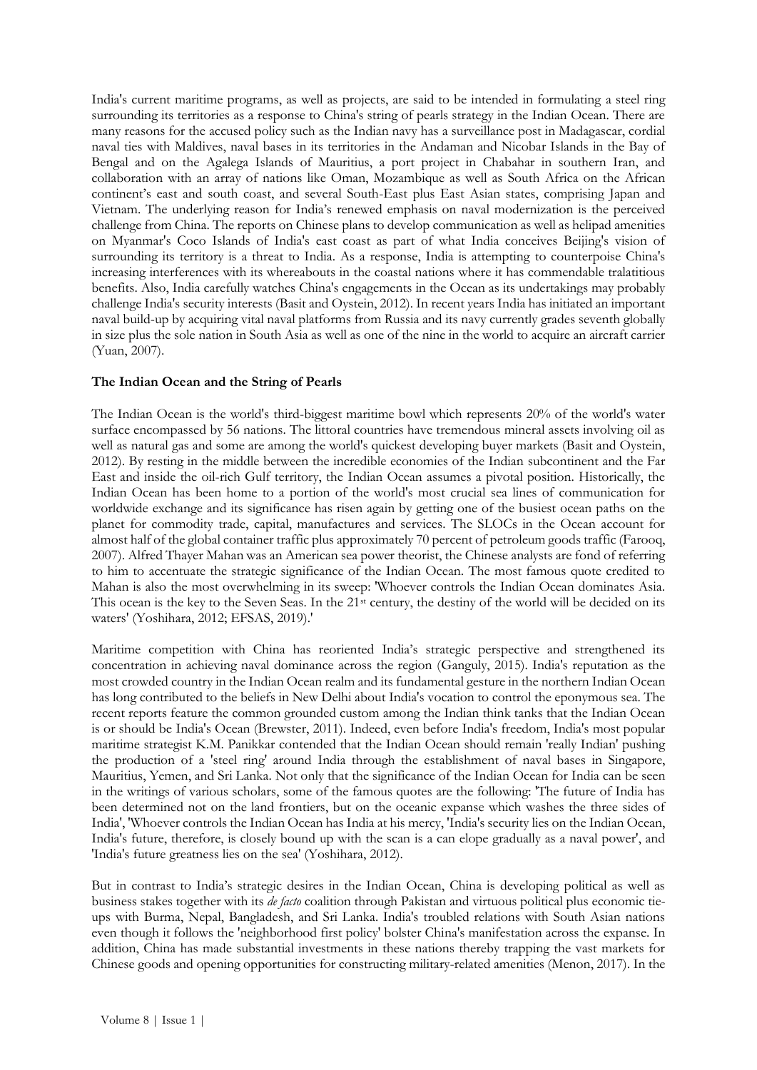India's current maritime programs, as well as projects, are said to be intended in formulating a steel ring surrounding its territories as a response to China's string of pearls strategy in the Indian Ocean. There are many reasons for the accused policy such as the Indian navy has a surveillance post in Madagascar, cordial naval ties with Maldives, naval bases in its territories in the Andaman and Nicobar Islands in the Bay of Bengal and on the Agalega Islands of Mauritius, a port project in Chabahar in southern Iran, and collaboration with an array of nations like Oman, Mozambique as well as South Africa on the African continent's east and south coast, and several South-East plus East Asian states, comprising Japan and Vietnam. The underlying reason for India's renewed emphasis on naval modernization is the perceived challenge from China. The reports on Chinese plans to develop communication as well as helipad amenities on Myanmar's Coco Islands of India's east coast as part of what India conceives Beijing's vision of surrounding its territory is a threat to India. As a response, India is attempting to counterpoise China's increasing interferences with its whereabouts in the coastal nations where it has commendable tralatitious benefits. Also, India carefully watches China's engagements in the Ocean as its undertakings may probably challenge India's security interests (Basit and Oystein, 2012). In recent years India has initiated an important naval build-up by acquiring vital naval platforms from Russia and its navy currently grades seventh globally in size plus the sole nation in South Asia as well as one of the nine in the world to acquire an aircraft carrier (Yuan, 2007).

**The Indian Ocean and the String of Pearls**

The Indian Ocean is the world's third-biggest maritime bowl which represents 20% of the world's water surface encompassed by 56 nations. The littoral countries have tremendous mineral assets involving oil as well as natural gas and some are among the world's quickest developing buyer markets (Basit and Oystein, 2012). By resting in the middle between the incredible economies of the Indian subcontinent and the Far East and inside the oil-rich Gulf territory, the Indian Ocean assumes a pivotal position. Historically, the Indian Ocean has been home to a portion of the world's most crucial sea lines of communication for worldwide exchange and its significance has risen again by getting one of the busiest ocean paths on the planet for commodity trade, capital, manufactures and services. The SLOCs in the Ocean account for almost half of the global container traffic plus approximately 70 percent of petroleum goods traffic (Farooq, 2007). Alfred Thayer Mahan was an American sea power theorist, the Chinese analysts are fond of referring to him to accentuate the strategic significance of the Indian Ocean. The most famous quote credited to Mahan is also the most overwhelming in its sweep: 'Whoever controls the Indian Ocean dominates Asia. This ocean is the key to the Seven Seas. In the 21st century, the destiny of the world will be decided on its waters' (Yoshihara, 2012; EFSAS, 2019).'

Maritime competition with China has reoriented India's strategic perspective and strengthened its concentration in achieving naval dominance across the region (Ganguly, 2015). India's reputation as the most crowded country in the Indian Ocean realm and its fundamental gesture in the northern Indian Ocean has long contributed to the beliefs in New Delhi about India's vocation to control the eponymous sea. The recent reports feature the common grounded custom among the Indian think tanks that the Indian Ocean is or should be India's Ocean (Brewster, 2011). Indeed, even before India's freedom, India's most popular maritime strategist K.M. Panikkar contended that the Indian Ocean should remain 'really Indian' pushing the production of a 'steel ring' around India through the establishment of naval bases in Singapore, Mauritius, Yemen, and Sri Lanka. Not only that the significance of the Indian Ocean for India can be seen in the writings of various scholars, some of the famous quotes are the following: 'The future of India has been determined not on the land frontiers, but on the oceanic expanse which washes the three sides of India', 'Whoever controls the Indian Ocean has India at his mercy, 'India's security lies on the Indian Ocean, India's future, therefore, is closely bound up with the scan is a can elope gradually as a naval power', and 'India's future greatness lies on the sea' (Yoshihara, 2012).

But in contrast to India's strategic desires in the Indian Ocean, China is developing political as well as business stakes together with its *de facto* coalition through Pakistan and virtuous political plus economic tie-ups with Burma, Nepal, Bangladesh, and Sri Lanka. India's troubled relations with South Asian nations even though it follows the 'neighborhood first policy' bolster China's manifestation across the expanse. In addition, China has made substantial investments in these nations thereby trapping the vast markets for Chinese goods and opening opportunities for constructing military-related amenities (Menon, 2017). In the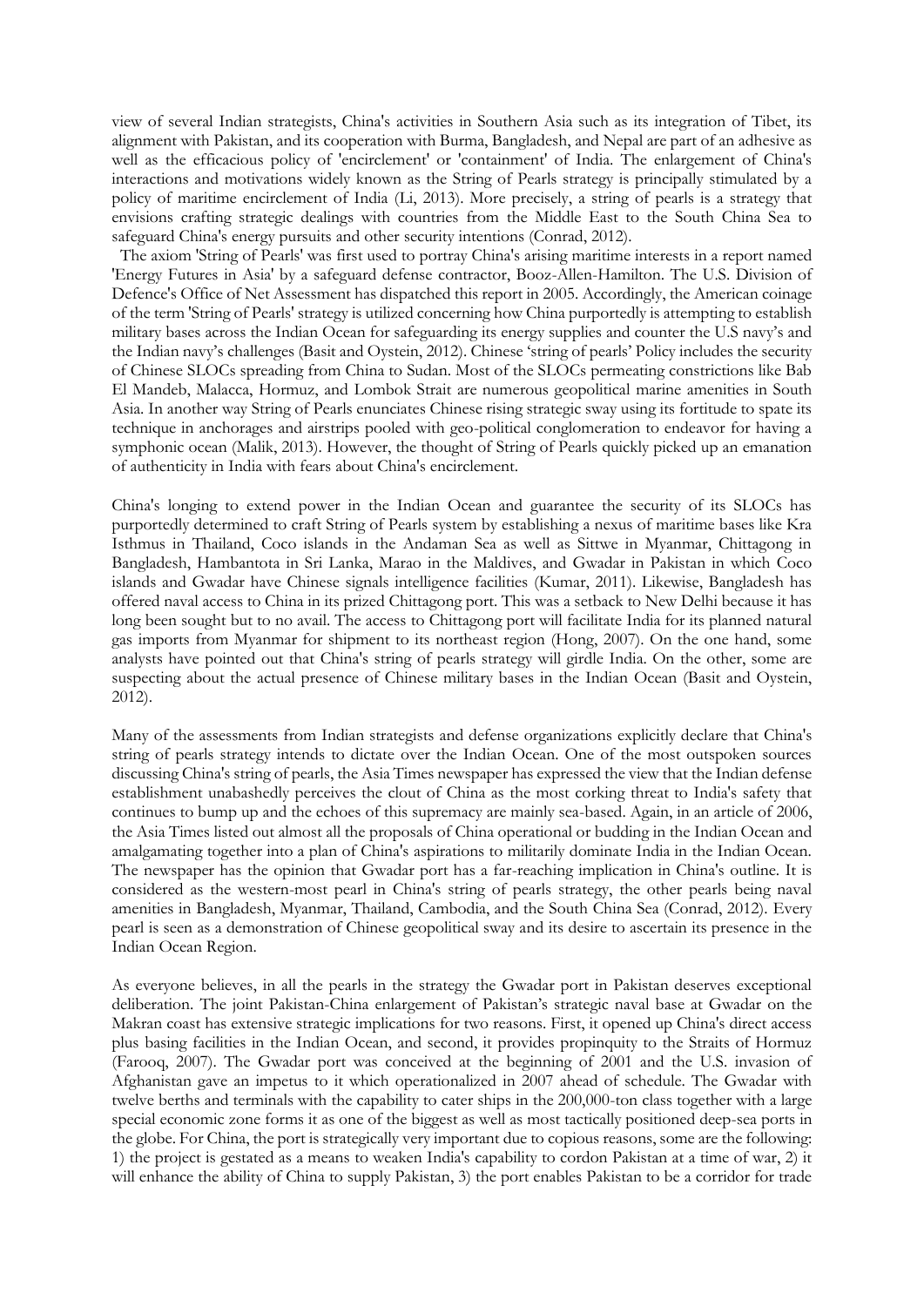view of several Indian strategists, China's activities in Southern Asia such as its integration of Tibet, its alignment with Pakistan, and its cooperation with Burma, Bangladesh, and Nepal are part of an adhesive as well as the efficacious policy of 'encirclement' or 'containment' of India. The enlargement of China's interactions and motivations widely known as the String of Pearls strategy is principally stimulated by a policy of maritime encirclement of India (Li, 2013). More precisely, a string of pearls is a strategy that envisions crafting strategic dealings with countries from the Middle East to the South China Sea to safeguard China's energy pursuits and other security intentions (Conrad, 2012).

The axiom 'String of Pearls' was first used to portray China's arising maritime interests in a report named 'Energy Futures in Asia' by a safeguard defense contractor, Booz-Allen-Hamilton. The U.S. Division of Defence's Office of Net Assessment has dispatched this report in 2005. Accordingly, the American coinage of the term 'String of Pearls' strategy is utilized concerning how China purportedly is attempting to establish military bases across the Indian Ocean for safeguarding its energy supplies and counter the U.S navy's and the Indian navy's challenges (Basit and Oystein, 2012). Chinese 'string of pearls' Policy includes the security of Chinese SLOCs spreading from China to Sudan. Most of the SLOCs permeating constrictions like Bab El Mandeb, Malacca, Hormuz, and Lombok Strait are numerous geopolitical marine amenities in South Asia. In another way String of Pearls enunciates Chinese rising strategic sway using its fortitude to spate its technique in anchorages and airstrips pooled with geo-political conglomeration to endeavor for having a symphonic ocean (Malik, 2013). However, the thought of String of Pearls quickly picked up an emanation of authenticity in India with fears about China's encirclement.

China's longing to extend power in the Indian Ocean and guarantee the security of its SLOCs has purportedly determined to craft String of Pearls system by establishing a nexus of maritime bases like Kra Isthmus in Thailand, Coco islands in the Andaman Sea as well as Sittwe in Myanmar, Chittagong in Bangladesh, Hambantota in Sri Lanka, Marao in the Maldives, and Gwadar in Pakistan in which Coco islands and Gwadar have Chinese signals intelligence facilities (Kumar, 2011). Likewise, Bangladesh has offered naval access to China in its prized Chittagong port. This was a setback to New Delhi because it has long been sought but to no avail. The access to Chittagong port will facilitate India for its planned natural gas imports from Myanmar for shipment to its northeast region (Hong, 2007). On the one hand, some analysts have pointed out that China's string of pearls strategy will girdle India. On the other, some are suspecting about the actual presence of Chinese military bases in the Indian Ocean (Basit and Oystein, 2012).

Many of the assessments from Indian strategists and defense organizations explicitly declare that China's string of pearls strategy intends to dictate over the Indian Ocean. One of the most outspoken sources discussing China's string of pearls, the Asia Times newspaper has expressed the view that the Indian defense establishment unabashedly perceives the clout of China as the most corking threat to India's safety that continues to bump up and the echoes of this supremacy are mainly sea-based. Again, in an article of 2006, the Asia Times listed out almost all the proposals of China operational or budding in the Indian Ocean and amalgamating together into a plan of China's aspirations to militarily dominate India in the Indian Ocean. The newspaper has the opinion that Gwadar port has a far-reaching implication in China's outline. It is considered as the western-most pearl in China's string of pearls strategy, the other pearls being naval amenities in Bangladesh, Myanmar, Thailand, Cambodia, and the South China Sea (Conrad, 2012). Every pearl is seen as a demonstration of Chinese geopolitical sway and its desire to ascertain its presence in the Indian Ocean Region.

As everyone believes, in all the pearls in the strategy the Gwadar port in Pakistan deserves exceptional deliberation. The joint Pakistan-China enlargement of Pakistan's strategic naval base at Gwadar on the Makran coast has extensive strategic implications for two reasons. First, it opened up China's direct access plus basing facilities in the Indian Ocean, and second, it provides propinquity to the Straits of Hormuz (Farooq, 2007). The Gwadar port was conceived at the beginning of 2001 and the U.S. invasion of Afghanistan gave an impetus to it which operationalized in 2007 ahead of schedule. The Gwadar with twelve berths and terminals with the capability to cater ships in the 200,000-ton class together with a large special economic zone forms it as one of the biggest as well as most tactically positioned deep-sea ports in the globe. For China, the port is strategically very important due to copious reasons, some are the following: 1) the project is gestated as a means to weaken India's capability to cordon Pakistan at a time of war, 2) it will enhance the ability of China to supply Pakistan, 3) the port enables Pakistan to be a corridor for trade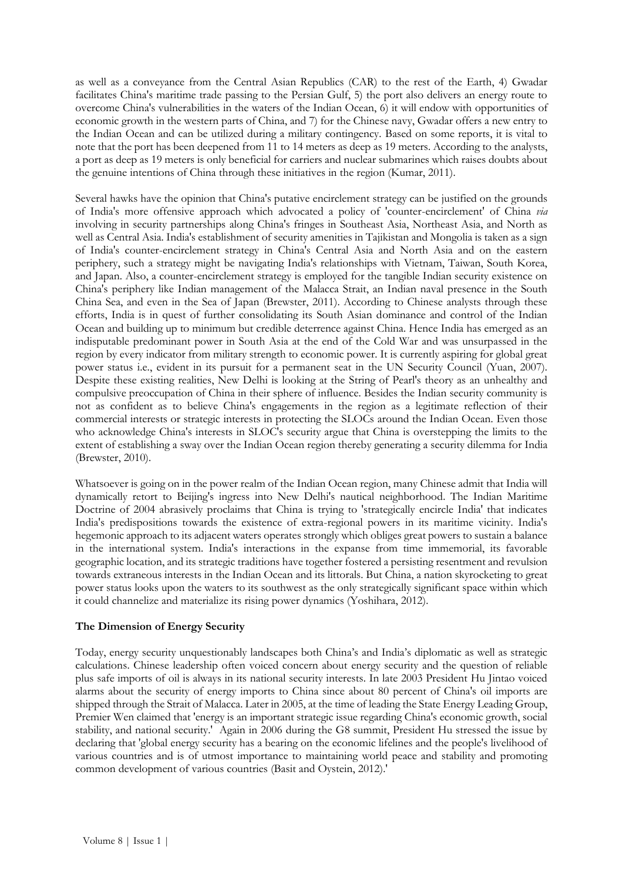as well as a conveyance from the Central Asian Republics (CAR) to the rest of the Earth, 4) Gwadar facilitates China's maritime trade passing to the Persian Gulf, 5) the port also delivers an energy route to overcome China's vulnerabilities in the waters of the Indian Ocean, 6) it will endow with opportunities of economic growth in the western parts of China, and 7) for the Chinese navy, Gwadar offers a new entry to the Indian Ocean and can be utilized during a military contingency. Based on some reports, it is vital to note that the port has been deepened from 11 to 14 meters as deep as 19 meters. According to the analysts, a port as deep as 19 meters is only beneficial for carriers and nuclear submarines which raises doubts about the genuine intentions of China through these initiatives in the region (Kumar, 2011).

Several hawks have the opinion that China's putative encirclement strategy can be justified on the grounds of India's more offensive approach which advocated a policy of 'counter-encirclement' of China *via* involving in security partnerships along China's fringes in Southeast Asia, Northeast Asia, and North as well as Central Asia. India's establishment of security amenities in Tajikistan and Mongolia is taken as a sign of India's counter-encirclement strategy in China's Central Asia and North Asia and on the eastern periphery, such a strategy might be navigating India's relationships with Vietnam, Taiwan, South Korea, and Japan. Also, a counter-encirclement strategy is employed for the tangible Indian security existence on China's periphery like Indian management of the Malacca Strait, an Indian naval presence in the South China Sea, and even in the Sea of Japan (Brewster, 2011). According to Chinese analysts through these efforts, India is in quest of further consolidating its South Asian dominance and control of the Indian Ocean and building up to minimum but credible deterrence against China. Hence India has emerged as an indisputable predominant power in South Asia at the end of the Cold War and was unsurpassed in the region by every indicator from military strength to economic power. It is currently aspiring for global great power status i.e., evident in its pursuit for a permanent seat in the UN Security Council (Yuan, 2007). Despite these existing realities, New Delhi is looking at the String of Pearl's theory as an unhealthy and compulsive preoccupation of China in their sphere of influence. Besides the Indian security community is not as confident as to believe China's engagements in the region as a legitimate reflection of their commercial interests or strategic interests in protecting the SLOCs around the Indian Ocean. Even those who acknowledge China's interests in SLOC's security argue that China is overstepping the limits to the extent of establishing a sway over the Indian Ocean region thereby generating a security dilemma for India (Brewster, 2010).

Whatsoever is going on in the power realm of the Indian Ocean region, many Chinese admit that India will dynamically retort to Beijing's ingress into New Delhi's nautical neighborhood. The Indian Maritime Doctrine of 2004 abrasively proclaims that China is trying to 'strategically encircle India' that indicates India's predispositions towards the existence of extra-regional powers in its maritime vicinity. India's hegemonic approach to its adjacent waters operates strongly which obliges great powers to sustain a balance in the international system. India's interactions in the expanse from time immemorial, its favorable geographic location, and its strategic traditions have together fostered a persisting resentment and revulsion towards extraneous interests in the Indian Ocean and its littorals. But China, a nation skyrocketing to great power status looks upon the waters to its southwest as the only strategically significant space within which it could channelize and materialize its rising power dynamics (Yoshihara, 2012).

**The Dimension of Energy Security**

Today, energy security unquestionably landscapes both China's and India's diplomatic as well as strategic calculations. Chinese leadership often voiced concern about energy security and the question of reliable plus safe imports of oil is always in its national security interests. In late 2003 President Hu Jintao voiced alarms about the security of energy imports to China since about 80 percent of China's oil imports are shipped through the Strait of Malacca. Later in 2005, at the time of leading the State Energy Leading Group, Premier Wen claimed that 'energy is an important strategic issue regarding China's economic growth, social stability, and national security.' Again in 2006 during the G8 summit, President Hu stressed the issue by declaring that 'global energy security has a bearing on the economic lifelines and the people's livelihood of various countries and is of utmost importance to maintaining world peace and stability and promoting common development of various countries (Basit and Oystein, 2012).'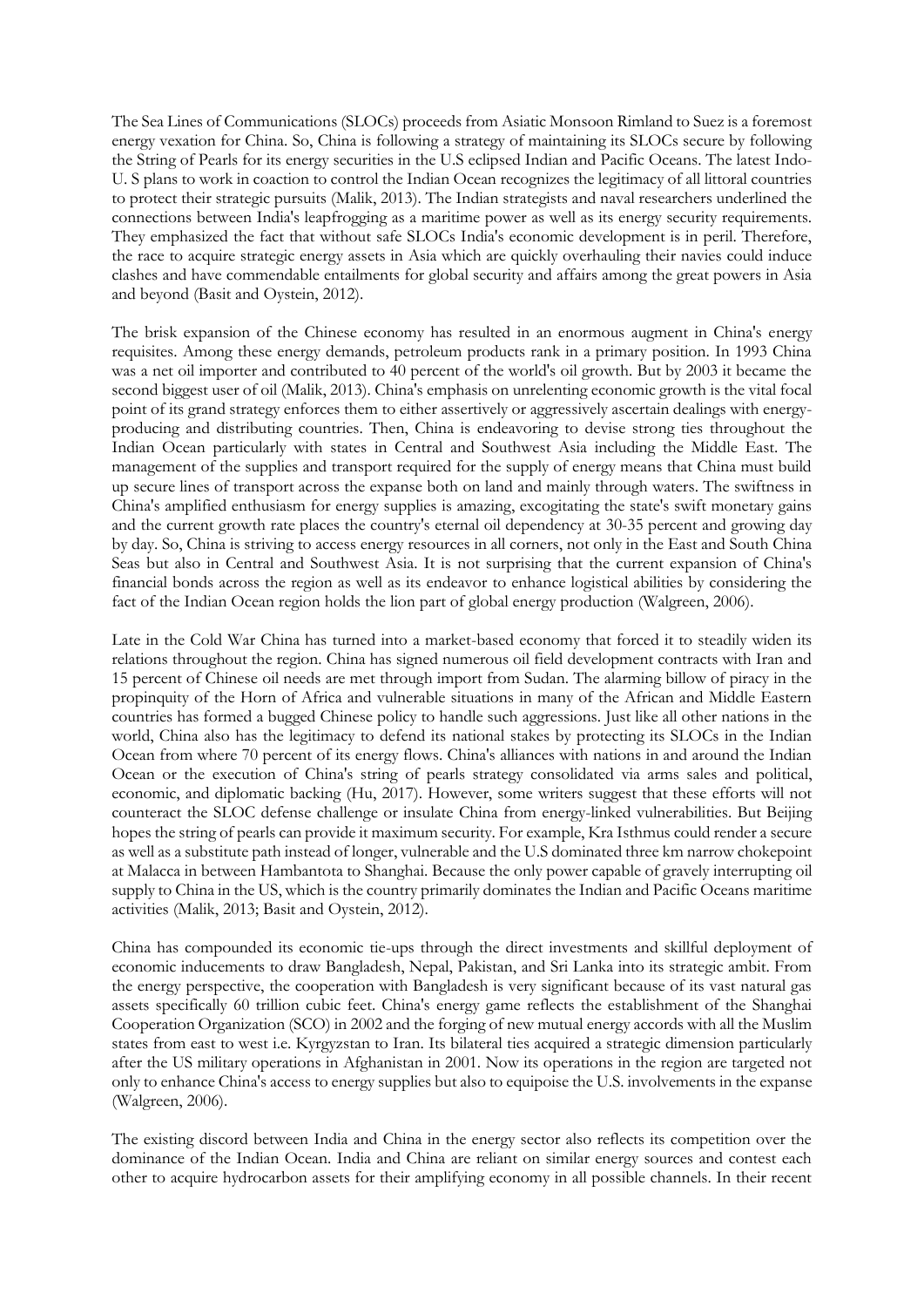The Sea Lines of Communications (SLOCs) proceeds from Asiatic Monsoon Rimland to Suez is a foremost energy vexation for China. So, China is following a strategy of maintaining its SLOCs secure by following the String of Pearls for its energy securities in the U.S eclipsed Indian and Pacific Oceans. The latest Indo-U. S plans to work in coaction to control the Indian Ocean recognizes the legitimacy of all littoral countries to protect their strategic pursuits (Malik, 2013). The Indian strategists and naval researchers underlined the connections between India's leapfrogging as a maritime power as well as its energy security requirements. They emphasized the fact that without safe SLOCs India's economic development is in peril. Therefore, the race to acquire strategic energy assets in Asia which are quickly overhauling their navies could induce clashes and have commendable entailments for global security and affairs among the great powers in Asia and beyond (Basit and Oystein, 2012).

The brisk expansion of the Chinese economy has resulted in an enormous augment in China's energy requisites. Among these energy demands, petroleum products rank in a primary position. In 1993 China was a net oil importer and contributed to 40 percent of the world's oil growth. But by 2003 it became the second biggest user of oil (Malik, 2013). China's emphasis on unrelenting economic growth is the vital focal point of its grand strategy enforces them to either assertively or aggressively ascertain dealings with energy-producing and distributing countries. Then, China is endeavoring to devise strong ties throughout the Indian Ocean particularly with states in Central and Southwest Asia including the Middle East. The management of the supplies and transport required for the supply of energy means that China must build up secure lines of transport across the expanse both on land and mainly through waters. The swiftness in China's amplified enthusiasm for energy supplies is amazing, excogitating the state's swift monetary gains and the current growth rate places the country's eternal oil dependency at 30-35 percent and growing day by day. So, China is striving to access energy resources in all corners, not only in the East and South China Seas but also in Central and Southwest Asia. It is not surprising that the current expansion of China's financial bonds across the region as well as its endeavor to enhance logistical abilities by considering the fact of the Indian Ocean region holds the lion part of global energy production (Walgreen, 2006).

Late in the Cold War China has turned into a market-based economy that forced it to steadily widen its relations throughout the region. China has signed numerous oil field development contracts with Iran and 15 percent of Chinese oil needs are met through import from Sudan. The alarming billow of piracy in the propinquity of the Horn of Africa and vulnerable situations in many of the African and Middle Eastern countries has formed a bugged Chinese policy to handle such aggressions. Just like all other nations in the world, China also has the legitimacy to defend its national stakes by protecting its SLOCs in the Indian Ocean from where 70 percent of its energy flows. China's alliances with nations in and around the Indian Ocean or the execution of China's string of pearls strategy consolidated via arms sales and political, economic, and diplomatic backing (Hu, 2017). However, some writers suggest that these efforts will not counteract the SLOC defense challenge or insulate China from energy-linked vulnerabilities. But Beijing hopes the string of pearls can provide it maximum security. For example, Kra Isthmus could render a secure as well as a substitute path instead of longer, vulnerable and the U.S dominated three km narrow chokepoint at Malacca in between Hambantota to Shanghai. Because the only power capable of gravely interrupting oil supply to China in the US, which is the country primarily dominates the Indian and Pacific Oceans maritime activities (Malik, 2013; Basit and Oystein, 2012).

China has compounded its economic tie-ups through the direct investments and skillful deployment of economic inducements to draw Bangladesh, Nepal, Pakistan, and Sri Lanka into its strategic ambit. From the energy perspective, the cooperation with Bangladesh is very significant because of its vast natural gas assets specifically 60 trillion cubic feet. China's energy game reflects the establishment of the Shanghai Cooperation Organization (SCO) in 2002 and the forging of new mutual energy accords with all the Muslim states from east to west i.e. Kyrgyzstan to Iran. Its bilateral ties acquired a strategic dimension particularly after the US military operations in Afghanistan in 2001. Now its operations in the region are targeted not only to enhance China's access to energy supplies but also to equipoise the U.S. involvements in the expanse (Walgreen, 2006).

The existing discord between India and China in the energy sector also reflects its competition over the dominance of the Indian Ocean. India and China are reliant on similar energy sources and contest each other to acquire hydrocarbon assets for their amplifying economy in all possible channels. In their recent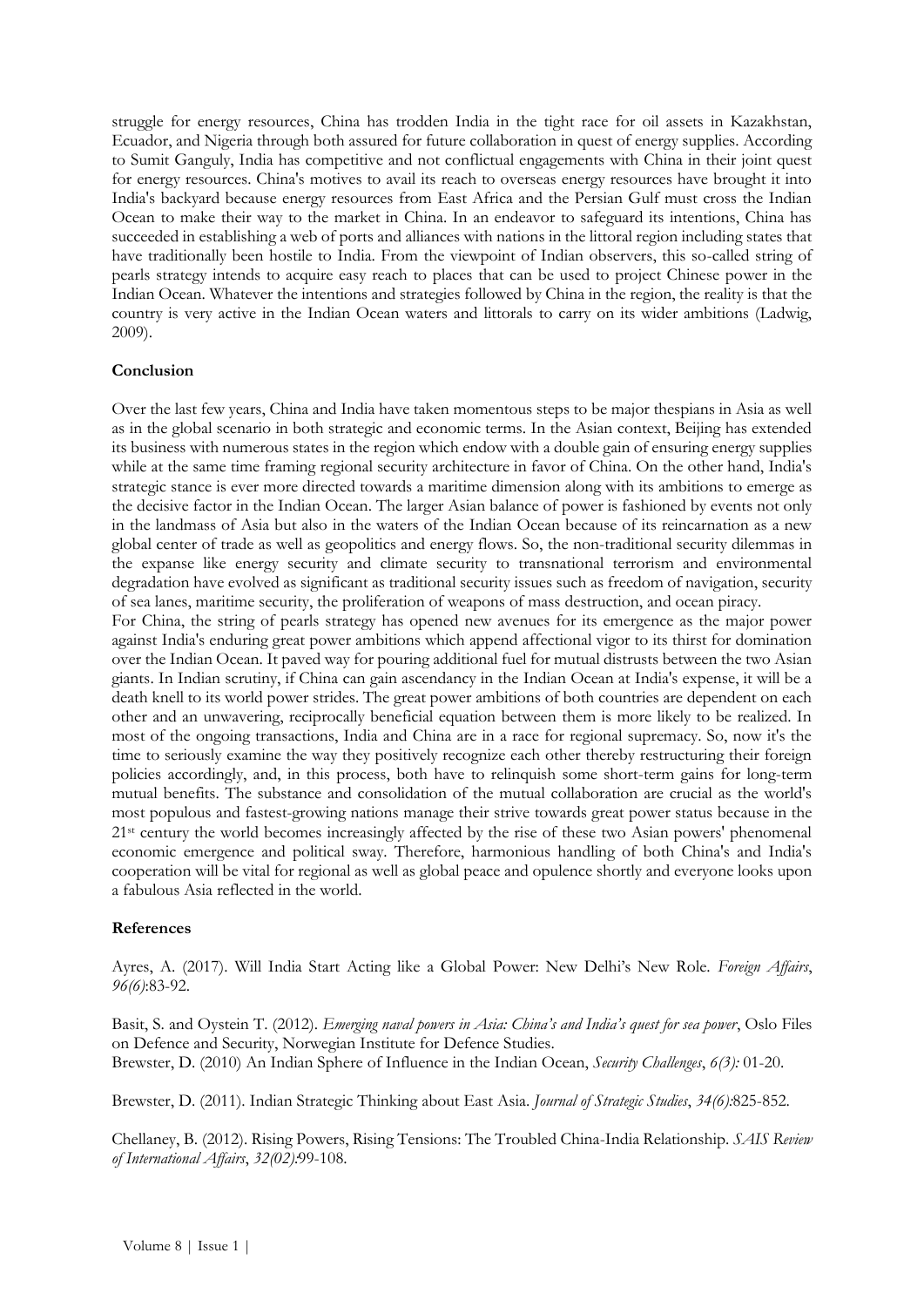struggle for energy resources, China has trodden India in the tight race for oil assets in Kazakhstan, Ecuador, and Nigeria through both assured for future collaboration in quest of energy supplies. According to Sumit Ganguly, India has competitive and not conflictual engagements with China in their joint quest for energy resources. China's motives to avail its reach to overseas energy resources have brought it into India's backyard because energy resources from East Africa and the Persian Gulf must cross the Indian Ocean to make their way to the market in China. In an endeavor to safeguard its intentions, China has succeeded in establishing a web of ports and alliances with nations in the littoral region including states that have traditionally been hostile to India. From the viewpoint of Indian observers, this so-called string of pearls strategy intends to acquire easy reach to places that can be used to project Chinese power in the Indian Ocean. Whatever the intentions and strategies followed by China in the region, the reality is that the country is very active in the Indian Ocean waters and littorals to carry on its wider ambitions (Ladwig, 2009).

## Conclusion

Over the last few years, China and India have taken momentous steps to be major thespians in Asia as well as in the global scenario in both strategic and economic terms. In the Asian context, Beijing has extended its business with numerous states in the region which endow with a double gain of ensuring energy supplies while at the same time framing regional security architecture in favor of China. On the other hand, India's strategic stance is ever more directed towards a maritime dimension along with its ambitions to emerge as the decisive factor in the Indian Ocean. The larger Asian balance of power is fashioned by events not only in the landmass of Asia but also in the waters of the Indian Ocean because of its reincarnation as a new global center of trade as well as geopolitics and energy flows. So, the non-traditional security dilemmas in the expanse like energy security and climate security to transnational terrorism and environmental degradation have evolved as significant as traditional security issues such as freedom of navigation, security of sea lanes, maritime security, the proliferation of weapons of mass destruction, and ocean piracy.

For China, the string of pearls strategy has opened new avenues for its emergence as the major power against India's enduring great power ambitions which append affectional vigor to its thirst for domination over the Indian Ocean. It paved way for pouring additional fuel for mutual distrusts between the two Asian giants. In Indian scrutiny, if China can gain ascendancy in the Indian Ocean at India's expense, it will be a death knell to its world power strides. The great power ambitions of both countries are dependent on each other and an unwavering, reciprocally beneficial equation between them is more likely to be realized. In most of the ongoing transactions, India and China are in a race for regional supremacy. So, now it's the time to seriously examine the way they positively recognize each other thereby restructuring their foreign policies accordingly, and, in this process, both have to relinquish some short-term gains for long-term mutual benefits. The substance and consolidation of the mutual collaboration are crucial as the world's most populous and fastest-growing nations manage their strive towards great power status because in the 21st century the world becomes increasingly affected by the rise of these two Asian powers' phenomenal economic emergence and political sway. Therefore, harmonious handling of both China's and India's cooperation will be vital for regional as well as global peace and opulence shortly and everyone looks upon a fabulous Asia reflected in the world.

## References

Ayres, A. (2017). Will India Start Acting like a Global Power: New Delhi's New Role. *Foreign Affairs*, *96(6)*:83-92.

Basit, S. and Oystein T. (2012). *Emerging naval powers in Asia: China's and India's quest for sea power*, Oslo Files on Defence and Security, Norwegian Institute for Defence Studies.

Brewster, D. (2010) An Indian Sphere of Influence in the Indian Ocean, *Security Challenges*, *6(3):* 01-20.

Brewster, D. (2011). Indian Strategic Thinking about East Asia. *Journal of Strategic Studies*, *34(6)*:825-852.

Chellaney, B. (2012). Rising Powers, Rising Tensions: The Troubled China-India Relationship. *SAIS Review of International Affairs*, *32(02)*:99-108.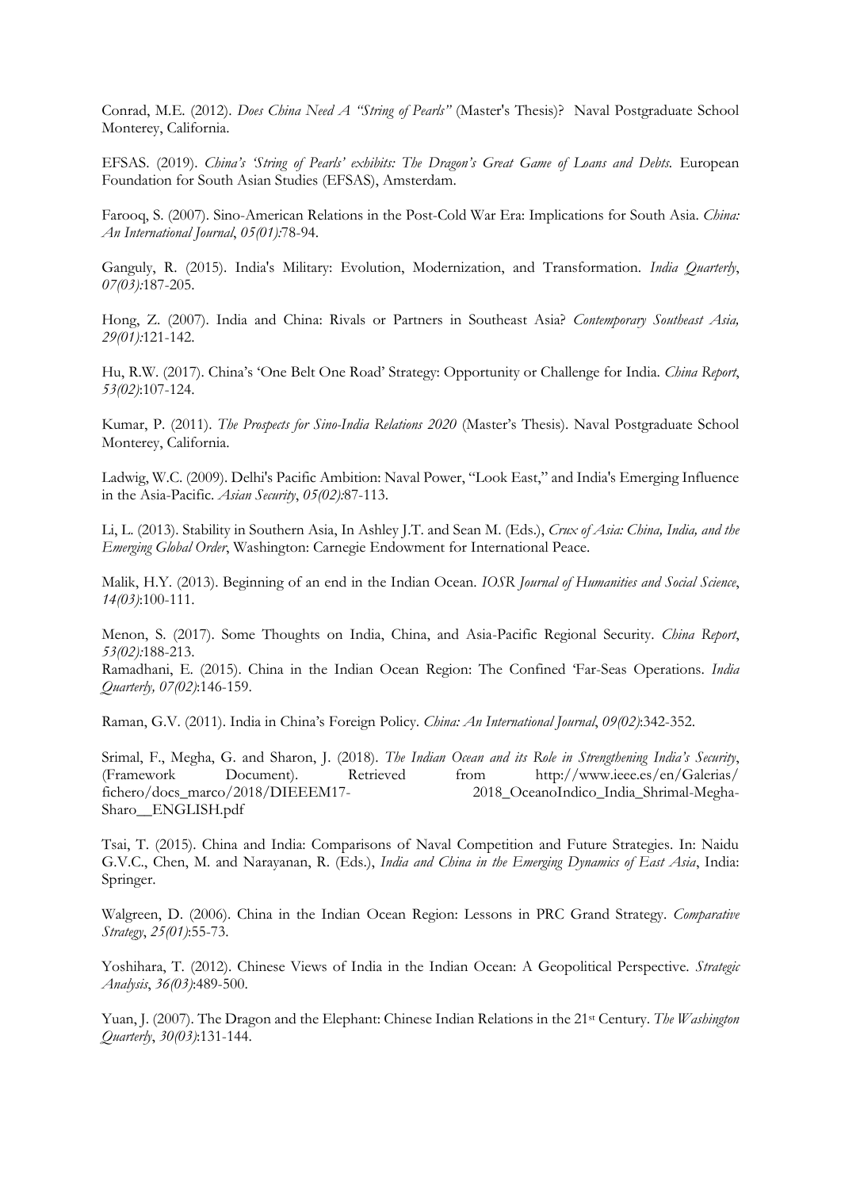Conrad, M.E. (2012). *Does China Need A "String of Pearls"* (Master's Thesis)? Naval Postgraduate School Monterey, California.

EFSAS. (2019). *China's 'String of Pearls' exhibits: The Dragon's Great Game of Loans and Debts.* European Foundation for South Asian Studies (EFSAS), Amsterdam.

Farooq, S. (2007). Sino-American Relations in the Post-Cold War Era: Implications for South Asia. *China: An International Journal*, *05(01):*78-94.

Ganguly, R. (2015). India's Military: Evolution, Modernization, and Transformation. *India Quarterly*, *07(03):*187-205.

Hong, Z. (2007). India and China: Rivals or Partners in Southeast Asia? *Contemporary Southeast Asia, 29(01):*121-142.

Hu, R.W. (2017). China's 'One Belt One Road' Strategy: Opportunity or Challenge for India. *China Report*, *53(02)*:107-124.

Kumar, P. (2011). *The Prospects for Sino-India Relations 2020* (Master's Thesis). Naval Postgraduate School Monterey, California.

Ladwig, W.C. (2009). Delhi's Pacific Ambition: Naval Power, "Look East," and India's Emerging Influence in the Asia-Pacific. *Asian Security*, *05(02):*87-113.

Li, L. (2013). Stability in Southern Asia, In Ashley J.T. and Sean M. (Eds.), *Crux of Asia: China, India, and the Emerging Global Order*, Washington: Carnegie Endowment for International Peace.

Malik, H.Y. (2013). Beginning of an end in the Indian Ocean. *IOSR Journal of Humanities and Social Science*, *14(03)*:100-111.

Menon, S. (2017). Some Thoughts on India, China, and Asia-Pacific Regional Security. *China Report*, *53(02):*188-213.

Ramadhani, E. (2015). China in the Indian Ocean Region: The Confined 'Far-Seas Operations. *India Quarterly, 07(02)*:146-159.

Raman, G.V. (2011). India in China's Foreign Policy. *China: An International Journal*, *09(02)*:342-352.

Srimal, F., Megha, G. and Sharon, J. (2018). *The Indian Ocean and its Role in Strengthening India's Security*, (Framework Document). Retrieved from http://www.ieee.es/en/Galerias/fichero/docs_marco/2018/DIEEEM17-2018_OceanoIndico_India_Shrimal-Megha-Sharo__ENGLISH.pdf

Tsai, T. (2015). China and India: Comparisons of Naval Competition and Future Strategies. In: Naidu G.V.C., Chen, M. and Narayanan, R. (Eds.), *India and China in the Emerging Dynamics of East Asia*, India: Springer.

Walgreen, D. (2006). China in the Indian Ocean Region: Lessons in PRC Grand Strategy. *Comparative Strategy*, *25(01)*:55-73.

Yoshihara, T. (2012). Chinese Views of India in the Indian Ocean: A Geopolitical Perspective. *Strategic Analysis*, *36(03)*:489-500.

Yuan, J. (2007). The Dragon and the Elephant: Chinese Indian Relations in the 21st Century. *The Washington Quarterly*, *30(03)*:131-144.